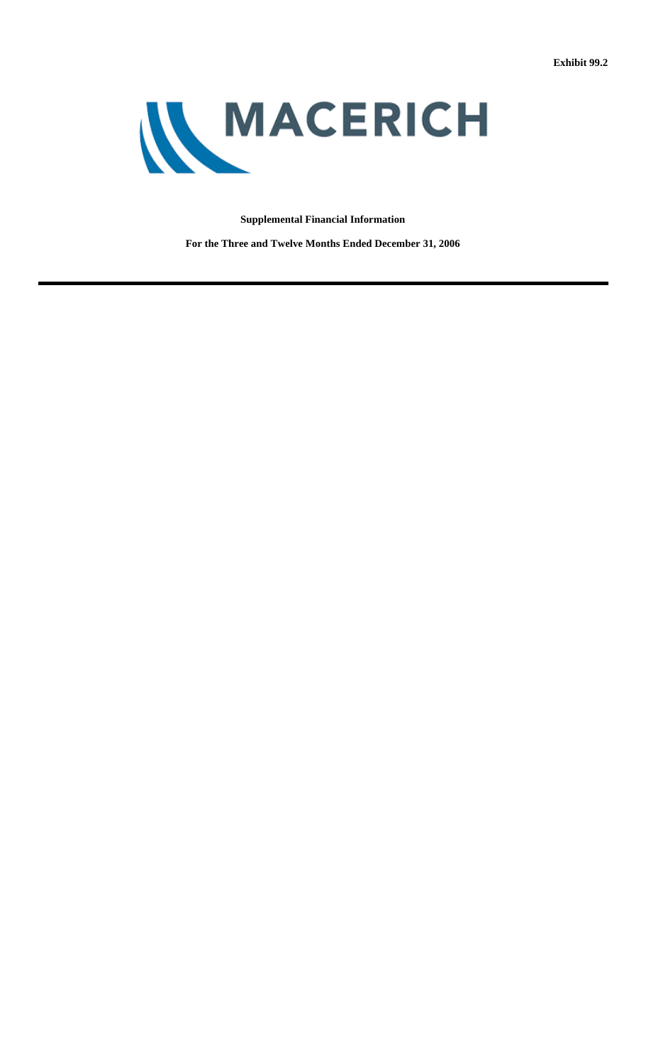Exhibit 99.2

MACERICH

**Supplemental Financial Information**

**For the Three and Twelve Months Ended December 31, 2006**

---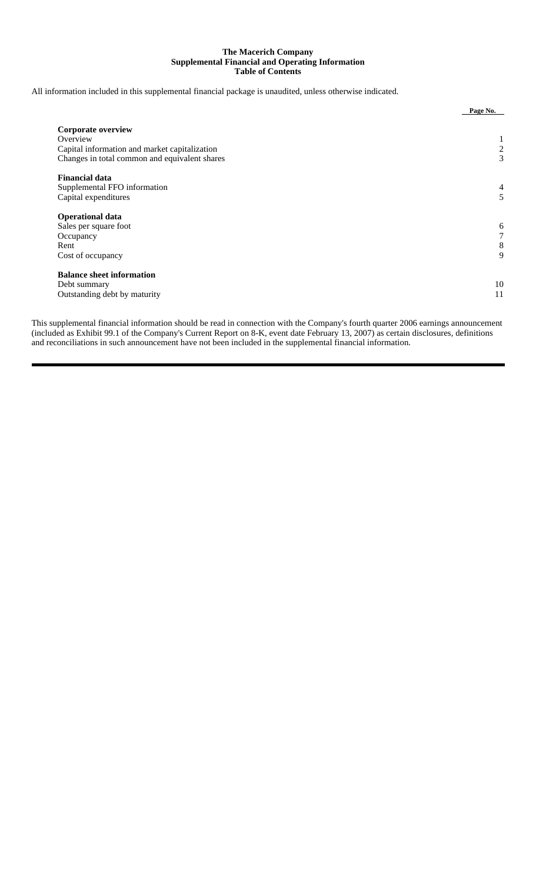**The Macerich Company**
**Supplemental Financial and Operating Information**
**Table of Contents**

All information included in this supplemental financial package is unaudited, unless otherwise indicated.

| | Page No. |
|---|---|
| **Corporate overview** | |
| Overview | 1 |
| Capital information and market capitalization | 2 |
| Changes in total common and equivalent shares | 3 |
| **Financial data** | |
| Supplemental FFO information | 4 |
| Capital expenditures | 5 |
| **Operational data** | |
| Sales per square foot | 6 |
| Occupancy | 7 |
| Rent | 8 |
| Cost of occupancy | 9 |
| **Balance sheet information** | |
| Debt summary | 10 |
| Outstanding debt by maturity | 11 |

This supplemental financial information should be read in connection with the Company's fourth quarter 2006 earnings announcement (included as Exhibit 99.1 of the Company's Current Report on 8-K, event date February 13, 2007) as certain disclosures, definitions and reconciliations in such announcement have not been included in the supplemental financial information.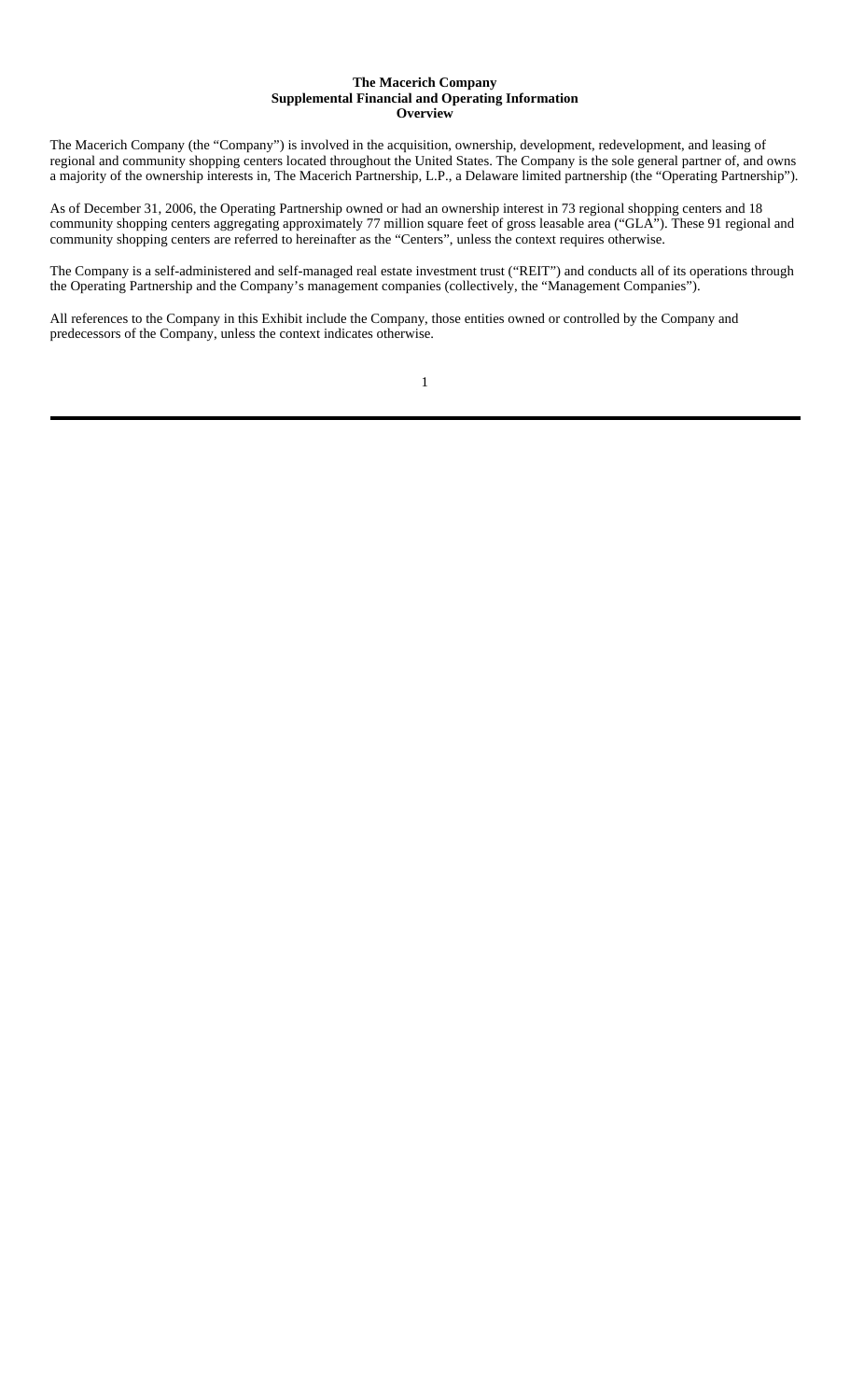**The Macerich Company**
**Supplemental Financial and Operating Information**
**Overview**

The Macerich Company (the "Company") is involved in the acquisition, ownership, development, redevelopment, and leasing of regional and community shopping centers located throughout the United States. The Company is the sole general partner of, and owns a majority of the ownership interests in, The Macerich Partnership, L.P., a Delaware limited partnership (the "Operating Partnership").

As of December 31, 2006, the Operating Partnership owned or had an ownership interest in 73 regional shopping centers and 18 community shopping centers aggregating approximately 77 million square feet of gross leasable area ("GLA"). These 91 regional and community shopping centers are referred to hereinafter as the "Centers", unless the context requires otherwise.

The Company is a self-administered and self-managed real estate investment trust ("REIT") and conducts all of its operations through the Operating Partnership and the Company's management companies (collectively, the "Management Companies").

All references to the Company in this Exhibit include the Company, those entities owned or controlled by the Company and predecessors of the Company, unless the context indicates otherwise.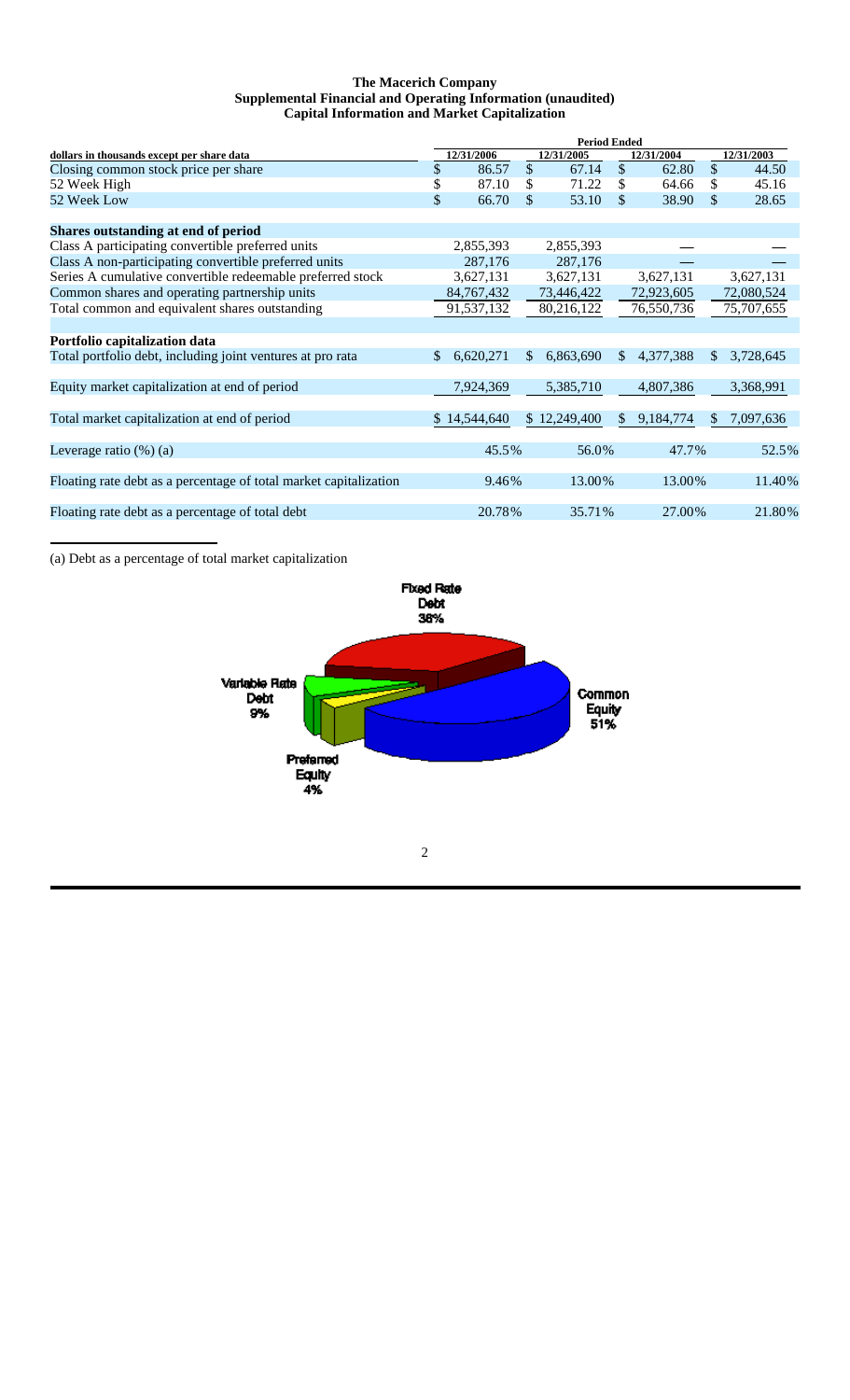# The Macerich Company

## Supplemental Financial and Operating Information (unaudited)

## Capital Information and Market Capitalization

| dollars in thousands except per share data | Period Ended 12/31/2006 | 12/31/2005 | 12/31/2004 | 12/31/2003 |
|---|---|---|---|---|
| Closing common stock price per share | $ 86.57 | $ 67.14 | $ 62.80 | $ 44.50 |
| 52 Week High | $ 87.10 | $ 71.22 | $ 64.66 | $ 45.16 |
| 52 Week Low | $ 66.70 | $ 53.10 | $ 38.90 | $ 28.65 |
| **Shares outstanding at end of period** | | | | |
| Class A participating convertible preferred units | 2,855,393 | 2,855,393 | — | — |
| Class A non-participating convertible preferred units | 287,176 | 287,176 | — | — |
| Series A cumulative convertible redeemable preferred stock | 3,627,131 | 3,627,131 | 3,627,131 | 3,627,131 |
| Common shares and operating partnership units | 84,767,432 | 73,446,422 | 72,923,605 | 72,080,524 |
| Total common and equivalent shares outstanding | 91,537,132 | 80,216,122 | 76,550,736 | 75,707,655 |
| **Portfolio capitalization data** | | | | |
| Total portfolio debt, including joint ventures at pro rata | $ 6,620,271 | $ 6,863,690 | $ 4,377,388 | $ 3,728,645 |
| Equity market capitalization at end of period | 7,924,369 | 5,385,710 | 4,807,386 | 3,368,991 |
| Total market capitalization at end of period | $ 14,544,640 | $ 12,249,400 | $ 9,184,774 | $ 7,097,636 |
| Leverage ratio (%) (a) | 45.5% | 56.0% | 47.7% | 52.5% |
| Floating rate debt as a percentage of total market capitalization | 9.46% | 13.00% | 13.00% | 11.40% |
| Floating rate debt as a percentage of total debt | 20.78% | 35.71% | 27.00% | 21.80% |

(a) Debt as a percentage of total market capitalization

Fixed Rate Debt 36%

Variable Rate Debt 9%

Preferred Equity 4%

Common Equity 51%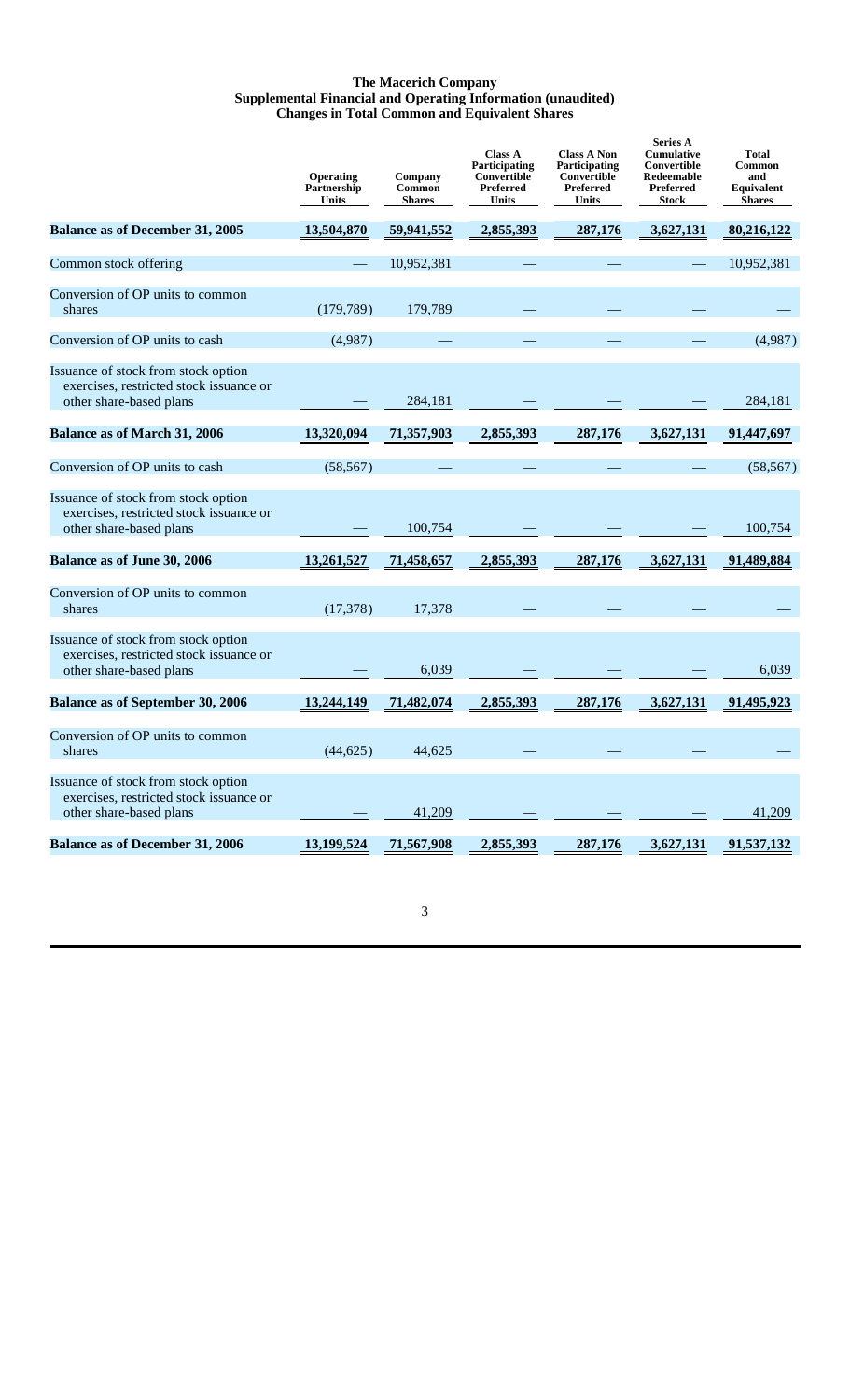# The Macerich Company
## Supplemental Financial and Operating Information (unaudited)
### Changes in Total Common and Equivalent Shares

| | Operating Partnership Units | Company Common Shares | Class A Participating Convertible Preferred Units | Class A Non Participating Convertible Preferred Units | Series A Cumulative Convertible Redeemable Preferred Stock | Total Common and Equivalent Shares |
|---|---|---|---|---|---|---|
| **Balance as of December 31, 2005** | **13,504,870** | **59,941,552** | **2,855,393** | **287,176** | **3,627,131** | **80,216,122** |
| Common stock offering | — | 10,952,381 | — | — | — | 10,952,381 |
| Conversion of OP units to common shares | (179,789) | 179,789 | — | — | — | — |
| Conversion of OP units to cash | (4,987) | — | — | — | — | (4,987) |
| Issuance of stock from stock option exercises, restricted stock issuance or other share-based plans | — | 284,181 | — | — | — | 284,181 |
| **Balance as of March 31, 2006** | **13,320,094** | **71,357,903** | **2,855,393** | **287,176** | **3,627,131** | **91,447,697** |
| Conversion of OP units to cash | (58,567) | — | — | — | — | (58,567) |
| Issuance of stock from stock option exercises, restricted stock issuance or other share-based plans | — | 100,754 | — | — | — | 100,754 |
| **Balance as of June 30, 2006** | **13,261,527** | **71,458,657** | **2,855,393** | **287,176** | **3,627,131** | **91,489,884** |
| Conversion of OP units to common shares | (17,378) | 17,378 | — | — | — | — |
| Issuance of stock from stock option exercises, restricted stock issuance or other share-based plans | — | 6,039 | — | — | — | 6,039 |
| **Balance as of September 30, 2006** | **13,244,149** | **71,482,074** | **2,855,393** | **287,176** | **3,627,131** | **91,495,923** |
| Conversion of OP units to common shares | (44,625) | 44,625 | — | — | — | — |
| Issuance of stock from stock option exercises, restricted stock issuance or other share-based plans | — | 41,209 | — | — | — | 41,209 |
| **Balance as of December 31, 2006** | **13,199,524** | **71,567,908** | **2,855,393** | **287,176** | **3,627,131** | **91,537,132** |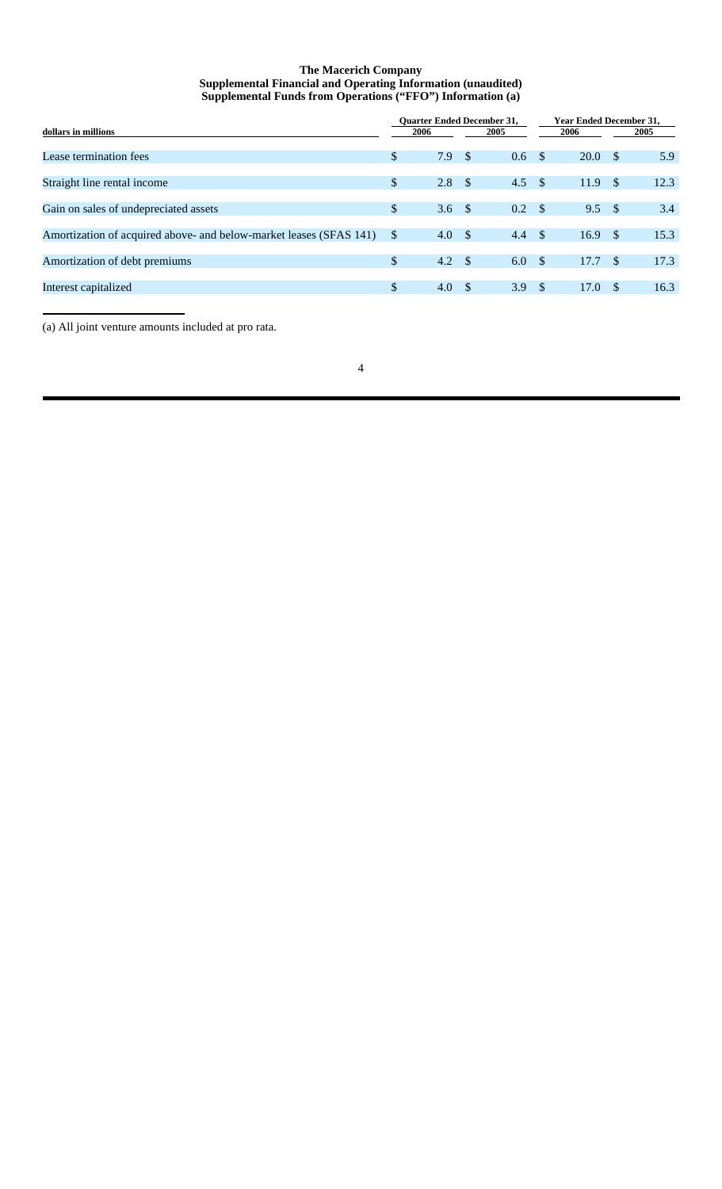**The Macerich Company**
**Supplemental Financial and Operating Information (unaudited)**
**Supplemental Funds from Operations ("FFO") Information (a)**

| dollars in millions | Quarter Ended December 31, 2006 | Quarter Ended December 31, 2005 | Year Ended December 31, 2006 | Year Ended December 31, 2005 |
|---|---|---|---|---|
| Lease termination fees | $ 7.9 | $ 0.6 | $ 20.0 | $ 5.9 |
| Straight line rental income | $ 2.8 | $ 4.5 | $ 11.9 | $ 12.3 |
| Gain on sales of undepreciated assets | $ 3.6 | $ 0.2 | $ 9.5 | $ 3.4 |
| Amortization of acquired above- and below-market leases (SFAS 141) | $ 4.0 | $ 4.4 | $ 16.9 | $ 15.3 |
| Amortization of debt premiums | $ 4.2 | $ 6.0 | $ 17.7 | $ 17.3 |
| Interest capitalized | $ 4.0 | $ 3.9 | $ 17.0 | $ 16.3 |

(a) All joint venture amounts included at pro rata.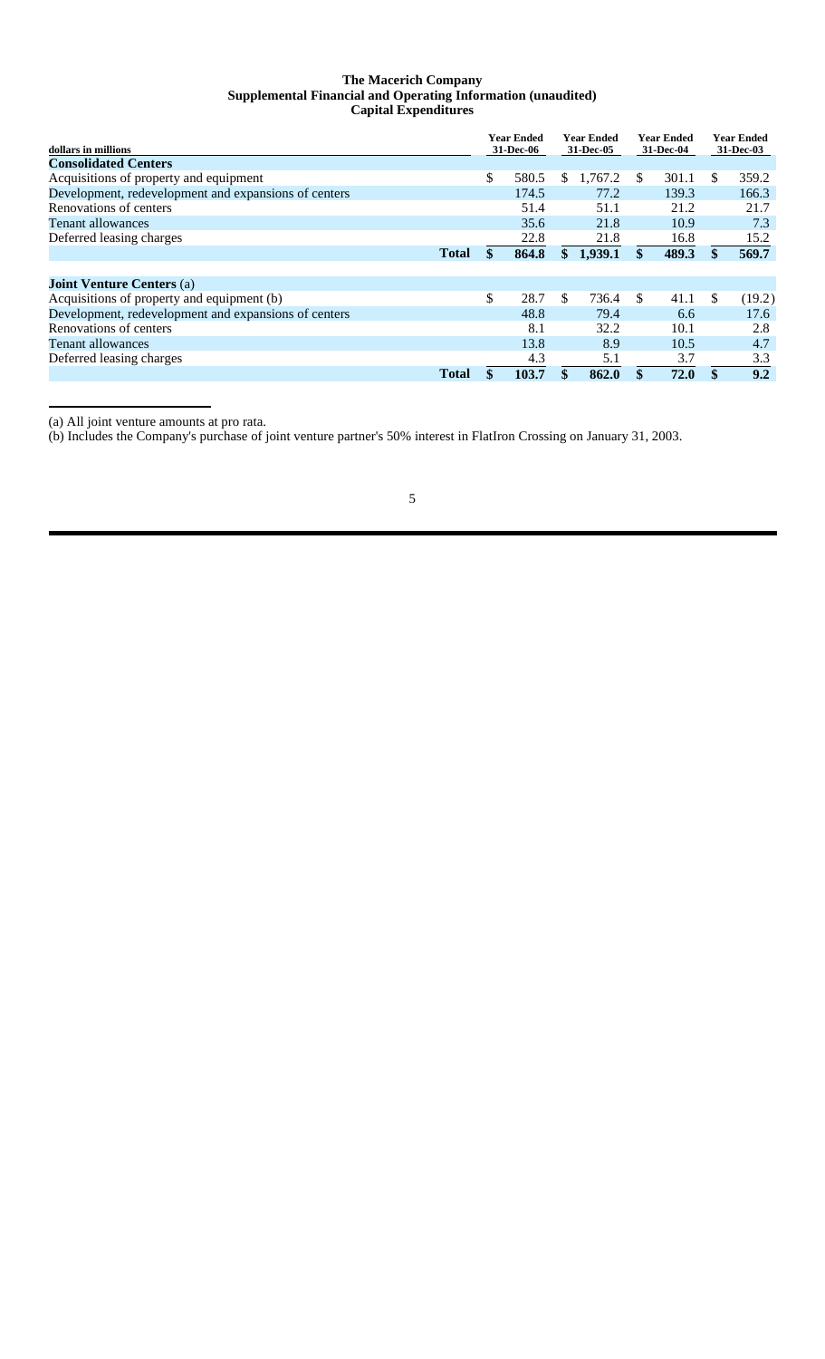**The Macerich Company**
**Supplemental Financial and Operating Information (unaudited)**
**Capital Expenditures**

| dollars in millions | Year Ended 31-Dec-06 | Year Ended 31-Dec-05 | Year Ended 31-Dec-04 | Year Ended 31-Dec-03 |
|---|---|---|---|---|
| **Consolidated Centers** | | | | |
| Acquisitions of property and equipment | $ 580.5 | $ 1,767.2 | $ 301.1 | $ 359.2 |
| Development, redevelopment and expansions of centers | 174.5 | 77.2 | 139.3 | 166.3 |
| Renovations of centers | 51.4 | 51.1 | 21.2 | 21.7 |
| Tenant allowances | 35.6 | 21.8 | 10.9 | 7.3 |
| Deferred leasing charges | 22.8 | 21.8 | 16.8 | 15.2 |
| **Total** | **$ 864.8** | **$ 1,939.1** | **$ 489.3** | **$ 569.7** |
| | | | | |
| **Joint Venture Centers** (a) | | | | |
| Acquisitions of property and equipment (b) | $ 28.7 | $ 736.4 | $ 41.1 | $ (19.2) |
| Development, redevelopment and expansions of centers | 48.8 | 79.4 | 6.6 | 17.6 |
| Renovations of centers | 8.1 | 32.2 | 10.1 | 2.8 |
| Tenant allowances | 13.8 | 8.9 | 10.5 | 4.7 |
| Deferred leasing charges | 4.3 | 5.1 | 3.7 | 3.3 |
| **Total** | **$ 103.7** | **$ 862.0** | **$ 72.0** | **$ 9.2** |

(a) All joint venture amounts at pro rata.

(b) Includes the Company's purchase of joint venture partner's 50% interest in FlatIron Crossing on January 31, 2003.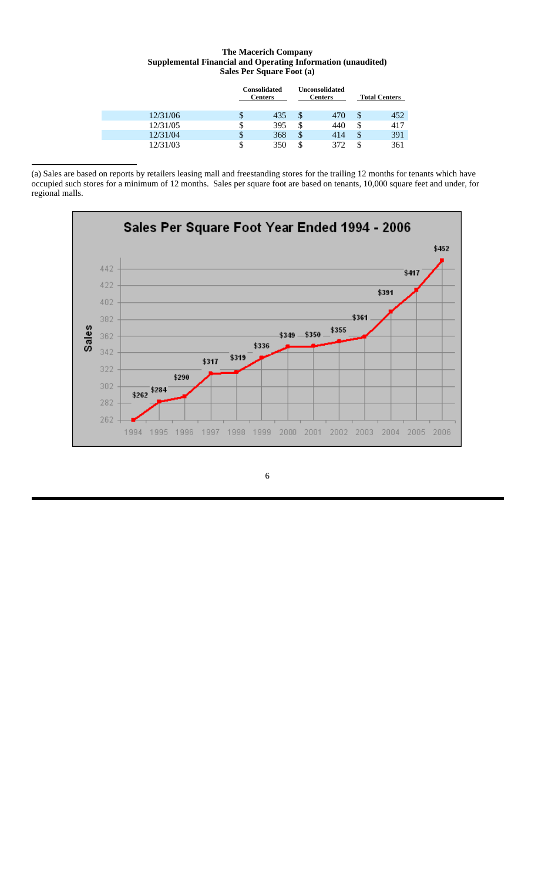**The Macerich Company**
**Supplemental Financial and Operating Information (unaudited)**
**Sales Per Square Foot (a)**

| | Consolidated Centers | Unconsolidated Centers | Total Centers |
|---|---|---|---|
| 12/31/06 | $ 435 | $ 470 | $ 452 |
| 12/31/05 | $ 395 | $ 440 | $ 417 |
| 12/31/04 | $ 368 | $ 414 | $ 391 |
| 12/31/03 | $ 350 | $ 372 | $ 361 |

(a) Sales are based on reports by retailers leasing mall and freestanding stores for the trailing 12 months for tenants which have occupied such stores for a minimum of 12 months. Sales per square foot are based on tenants, 10,000 square feet and under, for regional malls.

**Sales Per Square Foot Year Ended 1994 - 2006**

| Year | Sales |
|---|---|
| 1994 | $262 |
| 1995 | $284 |
| 1996 | $290 |
| 1997 | $317 |
| 1998 | $319 |
| 1999 | $336 |
| 2000 | $349 |
| 2001 | $350 |
| 2002 | $355 |
| 2003 | $361 |
| 2004 | $391 |
| 2005 | $417 |
| 2006 | $452 |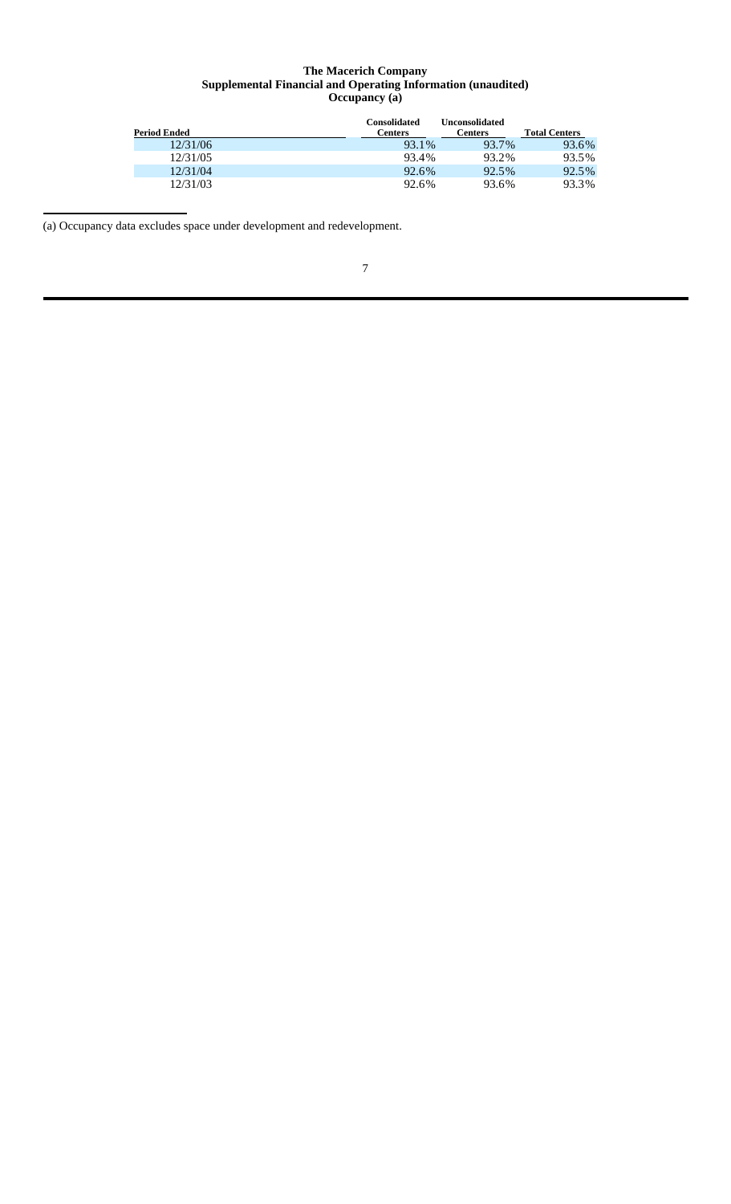**The Macerich Company**
**Supplemental Financial and Operating Information (unaudited)**
**Occupancy (a)**

| Period Ended | Consolidated Centers | Unconsolidated Centers | Total Centers |
|---|---|---|---|
| 12/31/06 | 93.1% | 93.7% | 93.6% |
| 12/31/05 | 93.4% | 93.2% | 93.5% |
| 12/31/04 | 92.6% | 92.5% | 92.5% |
| 12/31/03 | 92.6% | 93.6% | 93.3% |

(a) Occupancy data excludes space under development and redevelopment.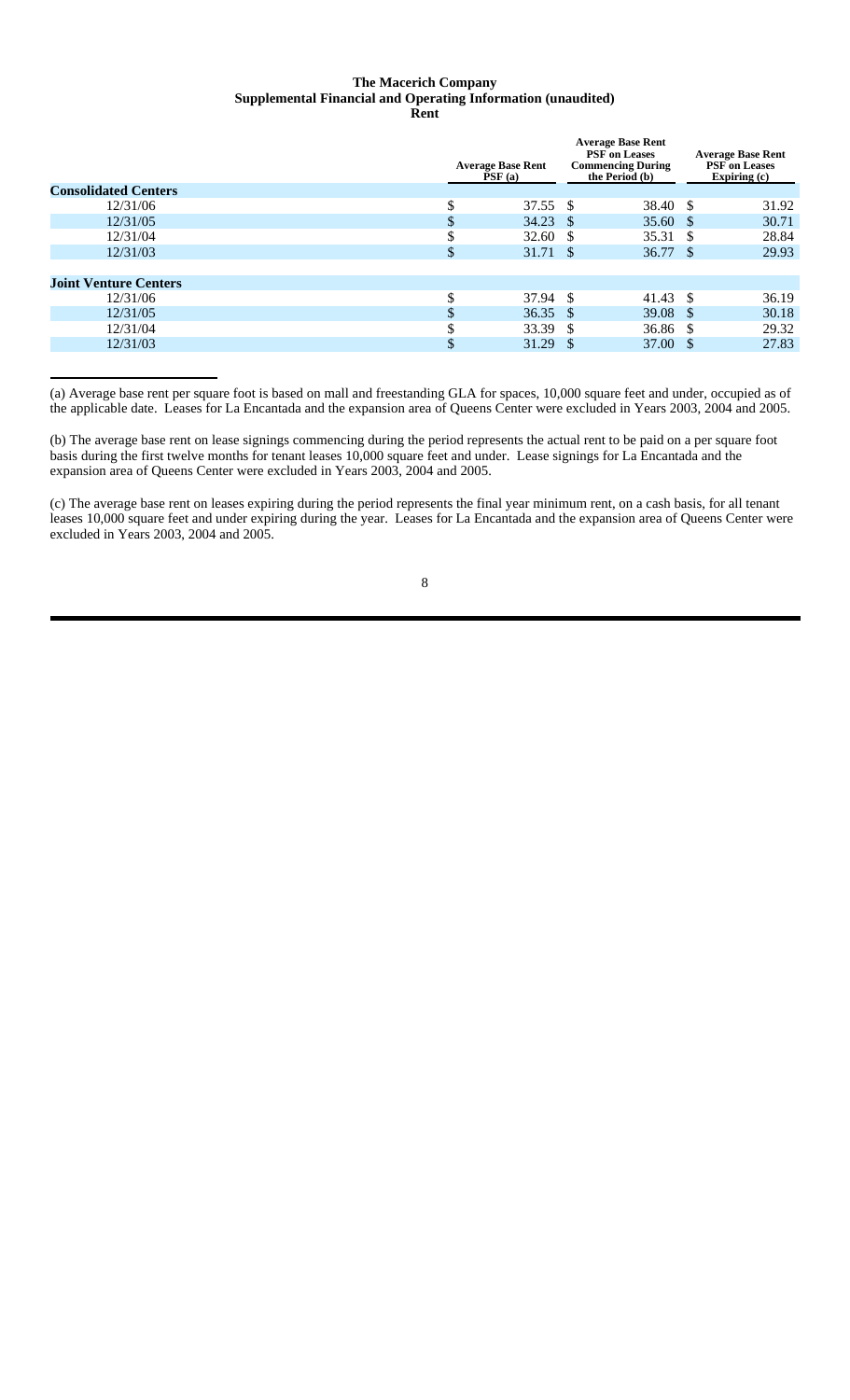**The Macerich Company**
**Supplemental Financial and Operating Information (unaudited)**
**Rent**

| | Average Base Rent PSF (a) | Average Base Rent PSF on Leases Commencing During the Period (b) | Average Base Rent PSF on Leases Expiring (c) |
|---|---|---|---|
| **Consolidated Centers** | | | |
| 12/31/06 | $ 37.55 | $ 38.40 | $ 31.92 |
| 12/31/05 | $ 34.23 | $ 35.60 | $ 30.71 |
| 12/31/04 | $ 32.60 | $ 35.31 | $ 28.84 |
| 12/31/03 | $ 31.71 | $ 36.77 | $ 29.93 |
| | | | |
| **Joint Venture Centers** | | | |
| 12/31/06 | $ 37.94 | $ 41.43 | $ 36.19 |
| 12/31/05 | $ 36.35 | $ 39.08 | $ 30.18 |
| 12/31/04 | $ 33.39 | $ 36.86 | $ 29.32 |
| 12/31/03 | $ 31.29 | $ 37.00 | $ 27.83 |

(a) Average base rent per square foot is based on mall and freestanding GLA for spaces, 10,000 square feet and under, occupied as of the applicable date. Leases for La Encantada and the expansion area of Queens Center were excluded in Years 2003, 2004 and 2005.

(b) The average base rent on lease signings commencing during the period represents the actual rent to be paid on a per square foot basis during the first twelve months for tenant leases 10,000 square feet and under. Lease signings for La Encantada and the expansion area of Queens Center were excluded in Years 2003, 2004 and 2005.

(c) The average base rent on leases expiring during the period represents the final year minimum rent, on a cash basis, for all tenant leases 10,000 square feet and under expiring during the year. Leases for La Encantada and the expansion area of Queens Center were excluded in Years 2003, 2004 and 2005.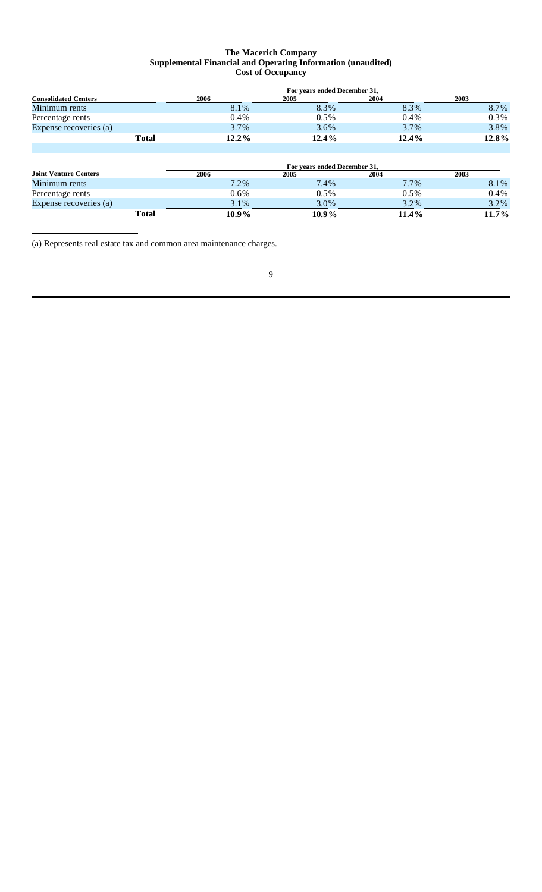**The Macerich Company**
**Supplemental Financial and Operating Information (unaudited)**
**Cost of Occupancy**

| | For years ended December 31, | | | |
|---|---|---|---|---|
| **Consolidated Centers** | **2006** | **2005** | **2004** | **2003** |
| Minimum rents | 8.1% | 8.3% | 8.3% | 8.7% |
| Percentage rents | 0.4% | 0.5% | 0.4% | 0.3% |
| Expense recoveries (a) | 3.7% | 3.6% | 3.7% | 3.8% |
| **Total** | **12.2%** | **12.4%** | **12.4%** | **12.8%** |

| | For years ended December 31, | | | |
|---|---|---|---|---|
| **Joint Venture Centers** | **2006** | **2005** | **2004** | **2003** |
| Minimum rents | 7.2% | 7.4% | 7.7% | 8.1% |
| Percentage rents | 0.6% | 0.5% | 0.5% | 0.4% |
| Expense recoveries (a) | 3.1% | 3.0% | 3.2% | 3.2% |
| **Total** | **10.9%** | **10.9%** | **11.4%** | **11.7%** |

(a) Represents real estate tax and common area maintenance charges.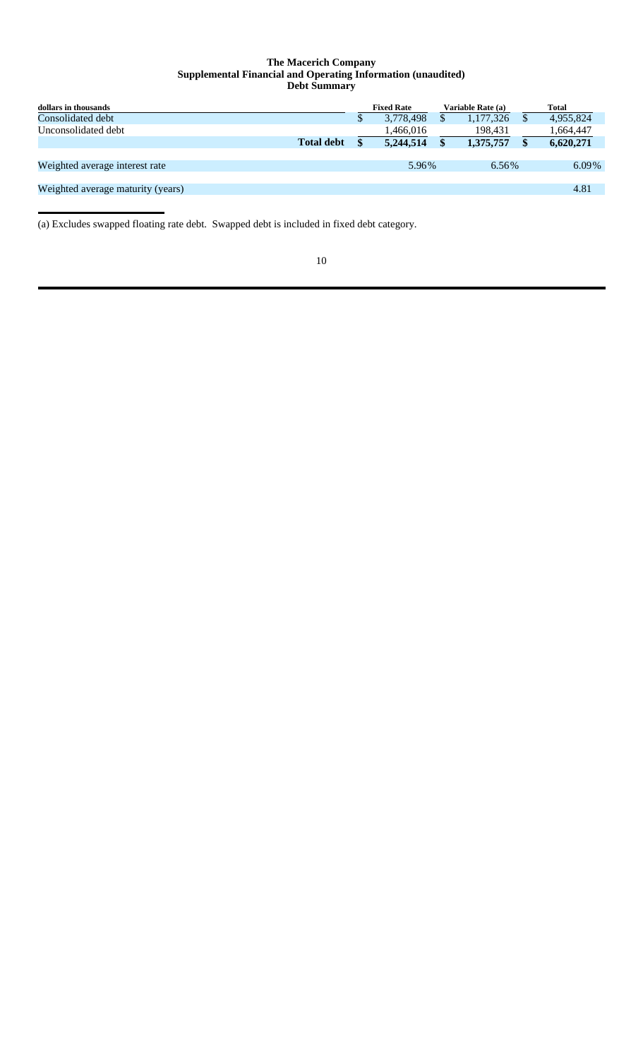**The Macerich Company**
**Supplemental Financial and Operating Information (unaudited)**
**Debt Summary**

| dollars in thousands | | Fixed Rate | Variable Rate (a) | Total |
|---|---|---|---|---|
| Consolidated debt | | $ 3,778,498 | $ 1,177,326 | $ 4,955,824 |
| Unconsolidated debt | | 1,466,016 | 198,431 | 1,664,447 |
| | **Total debt** | **$ 5,244,514** | **$ 1,375,757** | **$ 6,620,271** |
| Weighted average interest rate | | 5.96% | 6.56% | 6.09% |
| Weighted average maturity (years) | | | | 4.81 |

(a) Excludes swapped floating rate debt. Swapped debt is included in fixed debt category.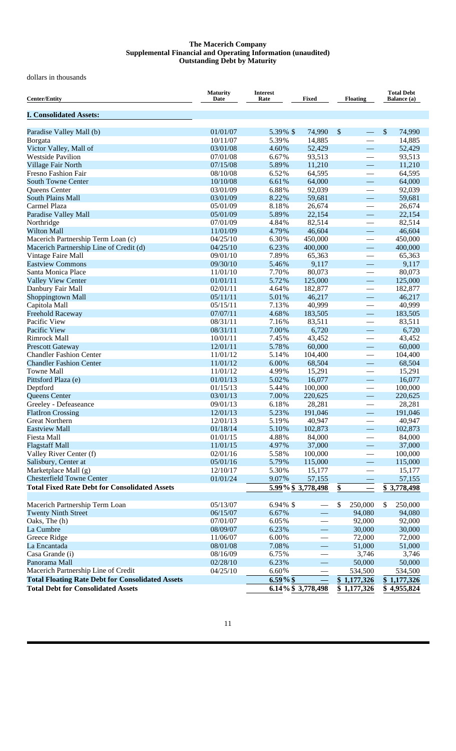**The Macerich Company**
**Supplemental Financial and Operating Information (unaudited)**
**Outstanding Debt by Maturity**

dollars in thousands

| Center/Entity | Maturity Date | Interest Rate | Fixed | Floating | Total Debt Balance (a) |
|---|---|---|---|---|---|
| **I. Consolidated Assets:** | | | | | |
| Paradise Valley Mall (b) | 01/01/07 | 5.39% | $ 74,990 | $ — | $ 74,990 |
| Borgata | 10/11/07 | 5.39% | 14,885 | — | 14,885 |
| Victor Valley, Mall of | 03/01/08 | 4.60% | 52,429 | — | 52,429 |
| Westside Pavilion | 07/01/08 | 6.67% | 93,513 | — | 93,513 |
| Village Fair North | 07/15/08 | 5.89% | 11,210 | — | 11,210 |
| Fresno Fashion Fair | 08/10/08 | 6.52% | 64,595 | — | 64,595 |
| South Towne Center | 10/10/08 | 6.61% | 64,000 | — | 64,000 |
| Queens Center | 03/01/09 | 6.88% | 92,039 | — | 92,039 |
| South Plains Mall | 03/01/09 | 8.22% | 59,681 | — | 59,681 |
| Carmel Plaza | 05/01/09 | 8.18% | 26,674 | — | 26,674 |
| Paradise Valley Mall | 05/01/09 | 5.89% | 22,154 | — | 22,154 |
| Northridge | 07/01/09 | 4.84% | 82,514 | — | 82,514 |
| Wilton Mall | 11/01/09 | 4.79% | 46,604 | — | 46,604 |
| Macerich Partnership Term Loan (c) | 04/25/10 | 6.30% | 450,000 | — | 450,000 |
| Macerich Partnership Line of Credit (d) | 04/25/10 | 6.23% | 400,000 | — | 400,000 |
| Vintage Faire Mall | 09/01/10 | 7.89% | 65,363 | — | 65,363 |
| Eastview Commons | 09/30/10 | 5.46% | 9,117 | — | 9,117 |
| Santa Monica Place | 11/01/10 | 7.70% | 80,073 | — | 80,073 |
| Valley View Center | 01/01/11 | 5.72% | 125,000 | — | 125,000 |
| Danbury Fair Mall | 02/01/11 | 4.64% | 182,877 | — | 182,877 |
| Shoppingtown Mall | 05/11/11 | 5.01% | 46,217 | — | 46,217 |
| Capitola Mall | 05/15/11 | 7.13% | 40,999 | — | 40,999 |
| Freehold Raceway | 07/07/11 | 4.68% | 183,505 | — | 183,505 |
| Pacific View | 08/31/11 | 7.16% | 83,511 | — | 83,511 |
| Pacific View | 08/31/11 | 7.00% | 6,720 | — | 6,720 |
| Rimrock Mall | 10/01/11 | 7.45% | 43,452 | — | 43,452 |
| Prescott Gateway | 12/01/11 | 5.78% | 60,000 | — | 60,000 |
| Chandler Fashion Center | 11/01/12 | 5.14% | 104,400 | — | 104,400 |
| Chandler Fashion Center | 11/01/12 | 6.00% | 68,504 | — | 68,504 |
| Towne Mall | 11/01/12 | 4.99% | 15,291 | — | 15,291 |
| Pittsford Plaza (e) | 01/01/13 | 5.02% | 16,077 | — | 16,077 |
| Deptford | 01/15/13 | 5.44% | 100,000 | — | 100,000 |
| Queens Center | 03/01/13 | 7.00% | 220,625 | — | 220,625 |
| Greeley - Defeaseance | 09/01/13 | 6.18% | 28,281 | — | 28,281 |
| FlatIron Crossing | 12/01/13 | 5.23% | 191,046 | — | 191,046 |
| Great Northern | 12/01/13 | 5.19% | 40,947 | — | 40,947 |
| Eastview Mall | 01/18/14 | 5.10% | 102,873 | — | 102,873 |
| Fiesta Mall | 01/01/15 | 4.88% | 84,000 | — | 84,000 |
| Flagstaff Mall | 11/01/15 | 4.97% | 37,000 | — | 37,000 |
| Valley River Center (f) | 02/01/16 | 5.58% | 100,000 | — | 100,000 |
| Salisbury, Center at | 05/01/16 | 5.79% | 115,000 | — | 115,000 |
| Marketplace Mall (g) | 12/10/17 | 5.30% | 15,177 | — | 15,177 |
| Chesterfield Towne Center | 01/01/24 | 9.07% | 57,155 | — | 57,155 |
| **Total Fixed Rate Debt for Consolidated Assets** | | **5.99%** | **$ 3,778,498** | **$ —** | **$ 3,778,498** |
| | | | | | |
| Macerich Partnership Term Loan | 05/13/07 | 6.94% | $ — | $ 250,000 | $ 250,000 |
| Twenty Ninth Street | 06/15/07 | 6.67% | — | 94,080 | 94,080 |
| Oaks, The (h) | 07/01/07 | 6.05% | — | 92,000 | 92,000 |
| La Cumbre | 08/09/07 | 6.23% | — | 30,000 | 30,000 |
| Greece Ridge | 11/06/07 | 6.00% | — | 72,000 | 72,000 |
| La Encantada | 08/01/08 | 7.08% | — | 51,000 | 51,000 |
| Casa Grande (i) | 08/16/09 | 6.75% | — | 3,746 | 3,746 |
| Panorama Mall | 02/28/10 | 6.23% | — | 50,000 | 50,000 |
| Macerich Partnership Line of Credit | 04/25/10 | 6.60% | — | 534,500 | 534,500 |
| **Total Floating Rate Debt for Consolidated Assets** | | **6.59%** | **$ —** | **$ 1,177,326** | **$ 1,177,326** |
| **Total Debt for Consolidated Assets** | | **6.14%** | **$ 3,778,498** | **$ 1,177,326** | **$ 4,955,824** |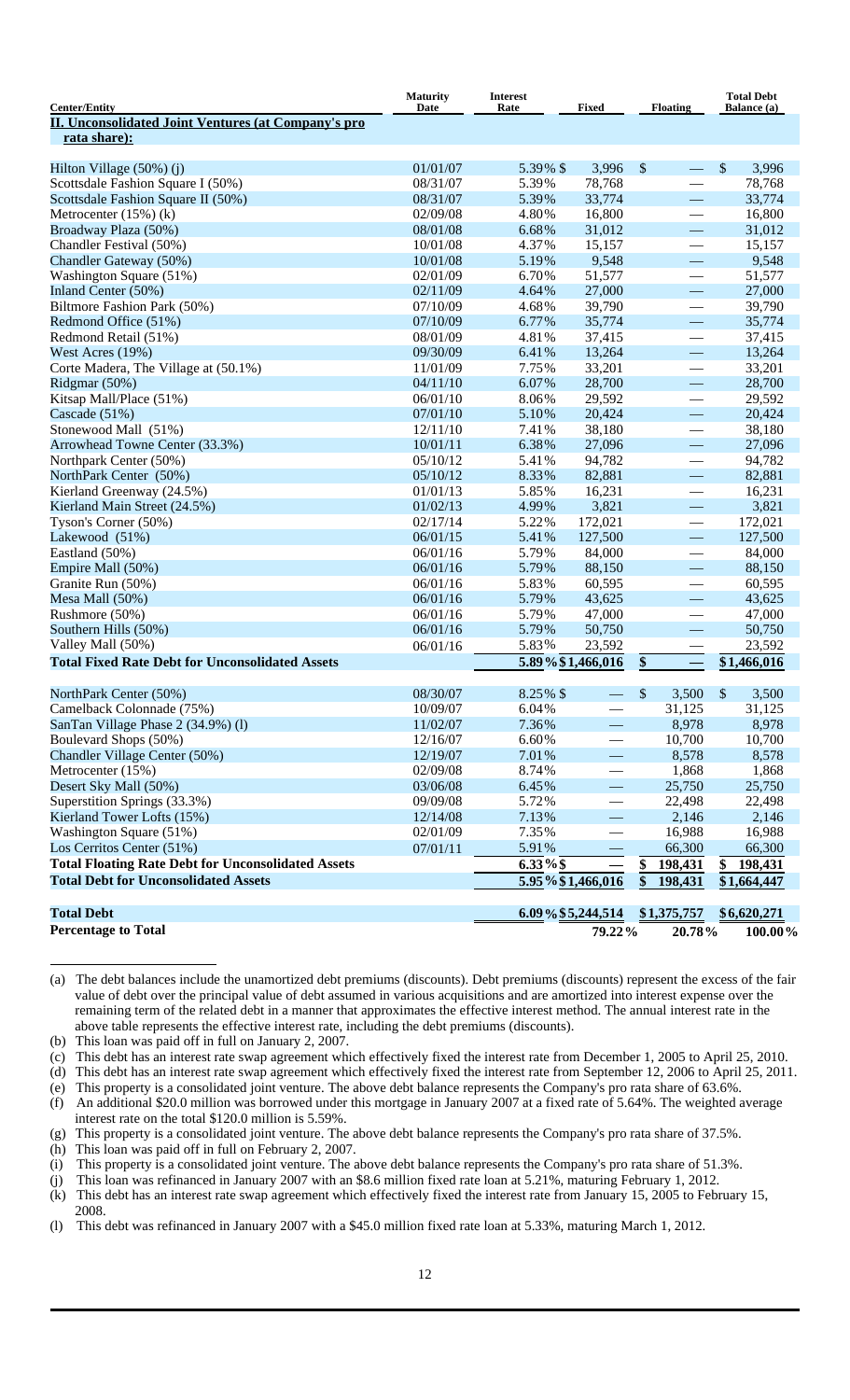| Center/Entity | Maturity Date | Interest Rate | Fixed | Floating | Total Debt Balance (a) |
|---|---|---|---|---|---|
| **II. Unconsolidated Joint Ventures (at Company's pro rata share):** | | | | | |
| Hilton Village (50%) (j) | 01/01/07 | 5.39% | $ 3,996 | $ — | $ 3,996 |
| Scottsdale Fashion Square I (50%) | 08/31/07 | 5.39% | 78,768 | — | 78,768 |
| Scottsdale Fashion Square II (50%) | 08/31/07 | 5.39% | 33,774 | — | 33,774 |
| Metrocenter (15%) (k) | 02/09/08 | 4.80% | 16,800 | — | 16,800 |
| Broadway Plaza (50%) | 08/01/08 | 6.68% | 31,012 | — | 31,012 |
| Chandler Festival (50%) | 10/01/08 | 4.37% | 15,157 | — | 15,157 |
| Chandler Gateway (50%) | 10/01/08 | 5.19% | 9,548 | — | 9,548 |
| Washington Square (51%) | 02/01/09 | 6.70% | 51,577 | — | 51,577 |
| Inland Center (50%) | 02/11/09 | 4.64% | 27,000 | — | 27,000 |
| Biltmore Fashion Park (50%) | 07/10/09 | 4.68% | 39,790 | — | 39,790 |
| Redmond Office (51%) | 07/10/09 | 6.77% | 35,774 | — | 35,774 |
| Redmond Retail (51%) | 08/01/09 | 4.81% | 37,415 | — | 37,415 |
| West Acres (19%) | 09/30/09 | 6.41% | 13,264 | — | 13,264 |
| Corte Madera, The Village at (50.1%) | 11/01/09 | 7.75% | 33,201 | — | 33,201 |
| Ridgmar (50%) | 04/11/10 | 6.07% | 28,700 | — | 28,700 |
| Kitsap Mall/Place (51%) | 06/01/10 | 8.06% | 29,592 | — | 29,592 |
| Cascade (51%) | 07/01/10 | 5.10% | 20,424 | — | 20,424 |
| Stonewood Mall (51%) | 12/11/10 | 7.41% | 38,180 | — | 38,180 |
| Arrowhead Towne Center (33.3%) | 10/01/11 | 6.38% | 27,096 | — | 27,096 |
| Northpark Center (50%) | 05/10/12 | 5.41% | 94,782 | — | 94,782 |
| NorthPark Center (50%) | 05/10/12 | 8.33% | 82,881 | — | 82,881 |
| Kierland Greenway (24.5%) | 01/01/13 | 5.85% | 16,231 | — | 16,231 |
| Kierland Main Street (24.5%) | 01/02/13 | 4.99% | 3,821 | — | 3,821 |
| Tyson's Corner (50%) | 02/17/14 | 5.22% | 172,021 | — | 172,021 |
| Lakewood (51%) | 06/01/15 | 5.41% | 127,500 | — | 127,500 |
| Eastland (50%) | 06/01/16 | 5.79% | 84,000 | — | 84,000 |
| Empire Mall (50%) | 06/01/16 | 5.79% | 88,150 | — | 88,150 |
| Granite Run (50%) | 06/01/16 | 5.83% | 60,595 | — | 60,595 |
| Mesa Mall (50%) | 06/01/16 | 5.79% | 43,625 | — | 43,625 |
| Rushmore (50%) | 06/01/16 | 5.79% | 47,000 | — | 47,000 |
| Southern Hills (50%) | 06/01/16 | 5.79% | 50,750 | — | 50,750 |
| Valley Mall (50%) | 06/01/16 | 5.83% | 23,592 | — | 23,592 |
| **Total Fixed Rate Debt for Unconsolidated Assets** | | 5.89% | $1,466,016 | $ — | $1,466,016 |
| NorthPark Center (50%) | 08/30/07 | 8.25% | $ — | $ 3,500 | $ 3,500 |
| Camelback Colonnade (75%) | 10/09/07 | 6.04% | — | 31,125 | 31,125 |
| SanTan Village Phase 2 (34.9%) (l) | 11/02/07 | 7.36% | — | 8,978 | 8,978 |
| Boulevard Shops (50%) | 12/16/07 | 6.60% | — | 10,700 | 10,700 |
| Chandler Village Center (50%) | 12/19/07 | 7.01% | — | 8,578 | 8,578 |
| Metrocenter (15%) | 02/09/08 | 8.74% | — | 1,868 | 1,868 |
| Desert Sky Mall (50%) | 03/06/08 | 6.45% | — | 25,750 | 25,750 |
| Superstition Springs (33.3%) | 09/09/08 | 5.72% | — | 22,498 | 22,498 |
| Kierland Tower Lofts (15%) | 12/14/08 | 7.13% | — | 2,146 | 2,146 |
| Washington Square (51%) | 02/01/09 | 7.35% | — | 16,988 | 16,988 |
| Los Cerritos Center (51%) | 07/01/11 | 5.91% | — | 66,300 | 66,300 |
| **Total Floating Rate Debt for Unconsolidated Assets** | | 6.33% | $ — | $ 198,431 | $ 198,431 |
| **Total Debt for Unconsolidated Assets** | | 5.95% | $1,466,016 | $ 198,431 | $1,664,447 |
| **Total Debt** | | 6.09% | $5,244,514 | $1,375,757 | $6,620,271 |
| **Percentage to Total** | | | 79.22% | 20.78% | 100.00% |

(a) The debt balances include the unamortized debt premiums (discounts). Debt premiums (discounts) represent the excess of the fair value of debt over the principal value of debt assumed in various acquisitions and are amortized into interest expense over the remaining term of the related debt in a manner that approximates the effective interest method. The annual interest rate in the above table represents the effective interest rate, including the debt premiums (discounts).

(b) This loan was paid off in full on January 2, 2007.

(c) This debt has an interest rate swap agreement which effectively fixed the interest rate from December 1, 2005 to April 25, 2010.

(d) This debt has an interest rate swap agreement which effectively fixed the interest rate from September 12, 2006 to April 25, 2011.

(e) This property is a consolidated joint venture. The above debt balance represents the Company's pro rata share of 63.6%.

(f) An additional $20.0 million was borrowed under this mortgage in January 2007 at a fixed rate of 5.64%. The weighted average interest rate on the total $120.0 million is 5.59%.

(g) This property is a consolidated joint venture. The above debt balance represents the Company's pro rata share of 37.5%.

(h) This loan was paid off in full on February 2, 2007.

(i) This property is a consolidated joint venture. The above debt balance represents the Company's pro rata share of 51.3%.

(j) This loan was refinanced in January 2007 with an $8.6 million fixed rate loan at 5.21%, maturing February 1, 2012.

(k) This debt has an interest rate swap agreement which effectively fixed the interest rate from January 15, 2005 to February 15, 2008.

(l) This debt was refinanced in January 2007 with a $45.0 million fixed rate loan at 5.33%, maturing March 1, 2012.